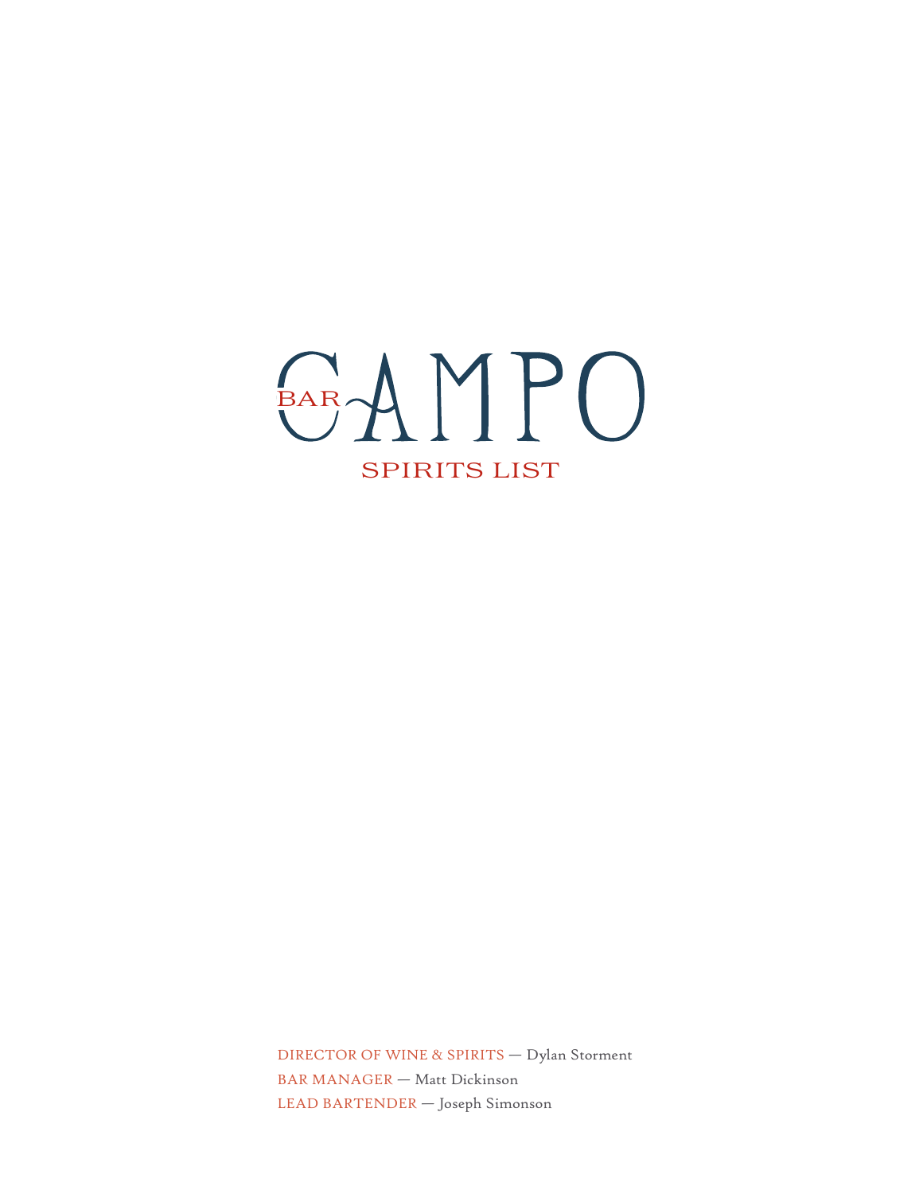# BAR CAMPO

## SPIRITS LIST

DIRECTOR OF WINE & SPIRITS — Dylan Storment

BAR MANAGER — Matt Dickinson

LEAD BARTENDER — Joseph Simonson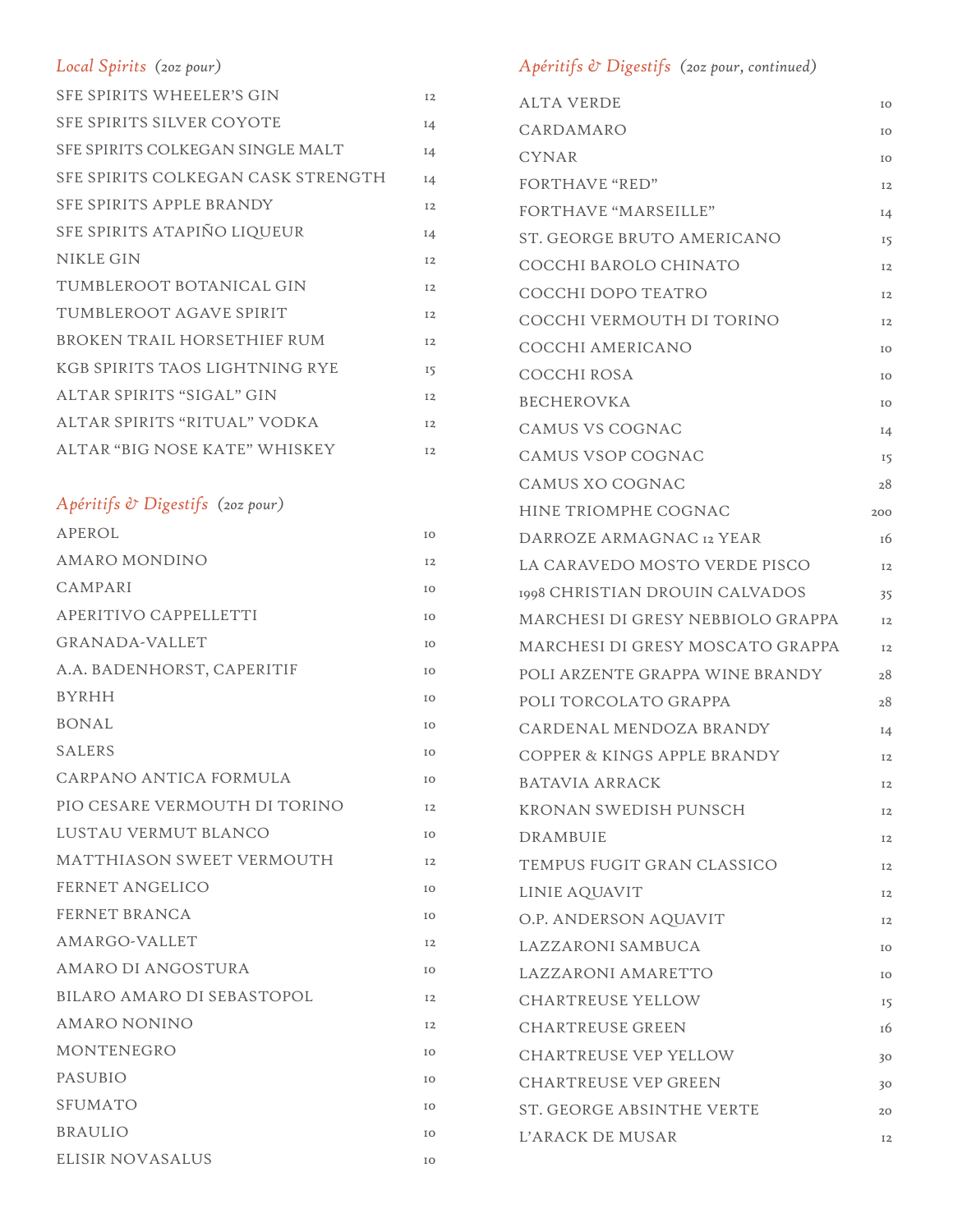## *Local Spirits* *(2oz pour)*

| Item | Price |
| --- | --- |
| SFE SPIRITS WHEELER'S GIN | 12 |
| SFE SPIRITS SILVER COYOTE | 14 |
| SFE SPIRITS COLKEGAN SINGLE MALT | 14 |
| SFE SPIRITS COLKEGAN CASK STRENGTH | 14 |
| SFE SPIRITS APPLE BRANDY | 12 |
| SFE SPIRITS ATAPIÑO LIQUEUR | 14 |
| NIKLE GIN | 12 |
| TUMBLEROOT BOTANICAL GIN | 12 |
| TUMBLEROOT AGAVE SPIRIT | 12 |
| BROKEN TRAIL HORSETHIEF RUM | 12 |
| KGB SPIRITS TAOS LIGHTNING RYE | 15 |
| ALTAR SPIRITS "SIGAL" GIN | 12 |
| ALTAR SPIRITS "RITUAL" VODKA | 12 |
| ALTAR "BIG NOSE KATE" WHISKEY | 12 |

## *Apéritifs & Digestifs* *(2oz pour)*

| Item | Price |
| --- | --- |
| APEROL | 10 |
| AMARO MONDINO | 12 |
| CAMPARI | 10 |
| APERITIVO CAPPELLETTI | 10 |
| GRANADA-VALLET | 10 |
| A.A. BADENHORST, CAPERITIF | 10 |
| BYRHH | 10 |
| BONAL | 10 |
| SALERS | 10 |
| CARPANO ANTICA FORMULA | 10 |
| PIO CESARE VERMOUTH DI TORINO | 12 |
| LUSTAU VERMUT BLANCO | 10 |
| MATTHIASON SWEET VERMOUTH | 12 |
| FERNET ANGELICO | 10 |
| FERNET BRANCA | 10 |
| AMARGO-VALLET | 12 |
| AMARO DI ANGOSTURA | 10 |
| BILARO AMARO DI SEBASTOPOL | 12 |
| AMARO NONINO | 12 |
| MONTENEGRO | 10 |
| PASUBIO | 10 |
| SFUMATO | 10 |
| BRAULIO | 10 |
| ELISIR NOVASALUS | 10 |

## *Apéritifs & Digestifs* *(2oz pour, continued)*

| Item | Price |
| --- | --- |
| ALTA VERDE | 10 |
| CARDAMARO | 10 |
| CYNAR | 10 |
| FORTHAVE "RED" | 12 |
| FORTHAVE "MARSEILLE" | 14 |
| ST. GEORGE BRUTO AMERICANO | 15 |
| COCCHI BAROLO CHINATO | 12 |
| COCCHI DOPO TEATRO | 12 |
| COCCHI VERMOUTH DI TORINO | 12 |
| COCCHI AMERICANO | 10 |
| COCCHI ROSA | 10 |
| BECHEROVKA | 10 |
| CAMUS VS COGNAC | 14 |
| CAMUS VSOP COGNAC | 15 |
| CAMUS XO COGNAC | 28 |
| HINE TRIOMPHE COGNAC | 200 |
| DARROZE ARMAGNAC 12 YEAR | 16 |
| LA CARAVEDO MOSTO VERDE PISCO | 12 |
| 1998 CHRISTIAN DROUIN CALVADOS | 35 |
| MARCHESI DI GRESY NEBBIOLO GRAPPA | 12 |
| MARCHESI DI GRESY MOSCATO GRAPPA | 12 |
| POLI ARZENTE GRAPPA WINE BRANDY | 28 |
| POLI TORCOLATO GRAPPA | 28 |
| CARDENAL MENDOZA BRANDY | 14 |
| COPPER & KINGS APPLE BRANDY | 12 |
| BATAVIA ARRACK | 12 |
| KRONAN SWEDISH PUNSCH | 12 |
| DRAMBUIE | 12 |
| TEMPUS FUGIT GRAN CLASSICO | 12 |
| LINIE AQUAVIT | 12 |
| O.P. ANDERSON AQUAVIT | 12 |
| LAZZARONI SAMBUCA | 10 |
| LAZZARONI AMARETTO | 10 |
| CHARTREUSE YELLOW | 15 |
| CHARTREUSE GREEN | 16 |
| CHARTREUSE VEP YELLOW | 30 |
| CHARTREUSE VEP GREEN | 30 |
| ST. GEORGE ABSINTHE VERTE | 20 |
| L'ARACK DE MUSAR | 12 |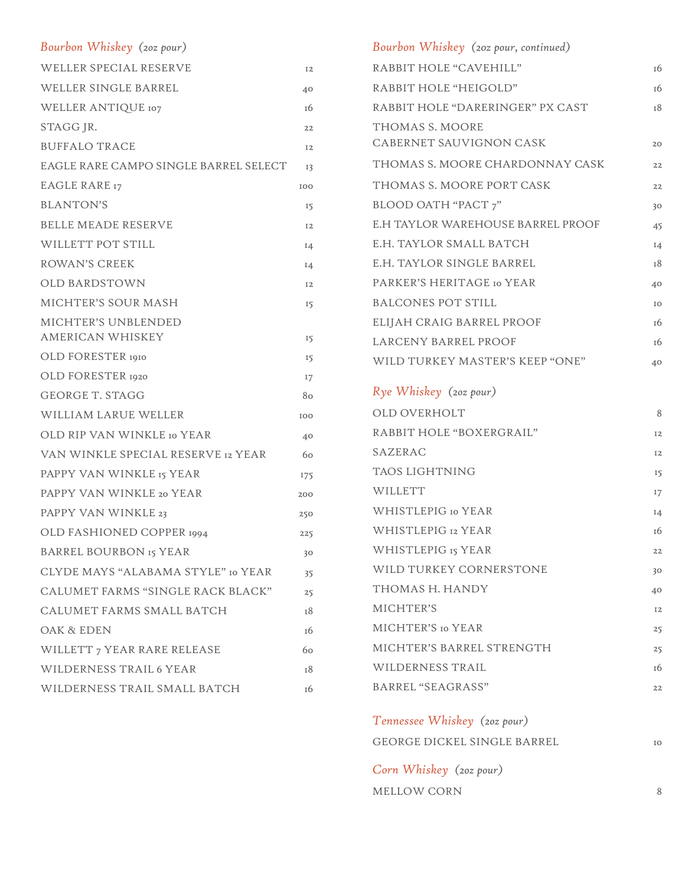## *Bourbon Whiskey* *(2oz pour)*

| | |
|---|---|
| WELLER SPECIAL RESERVE | 12 |
| WELLER SINGLE BARREL | 40 |
| WELLER ANTIQUE 107 | 16 |
| STAGG JR. | 22 |
| BUFFALO TRACE | 12 |
| EAGLE RARE CAMPO SINGLE BARREL SELECT | 13 |
| EAGLE RARE 17 | 100 |
| BLANTON'S | 15 |
| BELLE MEADE RESERVE | 12 |
| WILLETT POT STILL | 14 |
| ROWAN'S CREEK | 14 |
| OLD BARDSTOWN | 12 |
| MICHTER'S SOUR MASH | 15 |
| MICHTER'S UNBLENDED AMERICAN WHISKEY | 15 |
| OLD FORESTER 1910 | 15 |
| OLD FORESTER 1920 | 17 |
| GEORGE T. STAGG | 80 |
| WILLIAM LARUE WELLER | 100 |
| OLD RIP VAN WINKLE 10 YEAR | 40 |
| VAN WINKLE SPECIAL RESERVE 12 YEAR | 60 |
| PAPPY VAN WINKLE 15 YEAR | 175 |
| PAPPY VAN WINKLE 20 YEAR | 200 |
| PAPPY VAN WINKLE 23 | 250 |
| OLD FASHIONED COPPER 1994 | 225 |
| BARREL BOURBON 15 YEAR | 30 |
| CLYDE MAYS "ALABAMA STYLE" 10 YEAR | 35 |
| CALUMET FARMS "SINGLE RACK BLACK" | 25 |
| CALUMET FARMS SMALL BATCH | 18 |
| OAK & EDEN | 16 |
| WILLETT 7 YEAR RARE RELEASE | 60 |
| WILDERNESS TRAIL 6 YEAR | 18 |
| WILDERNESS TRAIL SMALL BATCH | 16 |

## *Bourbon Whiskey* *(2oz pour, continued)*

| | |
|---|---|
| RABBIT HOLE "CAVEHILL" | 16 |
| RABBIT HOLE "HEIGOLD" | 16 |
| RABBIT HOLE "DARERINGER" PX CAST | 18 |
| THOMAS S. MOORE CABERNET SAUVIGNON CASK | 20 |
| THOMAS S. MOORE CHARDONNAY CASK | 22 |
| THOMAS S. MOORE PORT CASK | 22 |
| BLOOD OATH "PACT 7" | 30 |
| E.H TAYLOR WAREHOUSE BARREL PROOF | 45 |
| E.H. TAYLOR SMALL BATCH | 14 |
| E.H. TAYLOR SINGLE BARREL | 18 |
| PARKER'S HERITAGE 10 YEAR | 40 |
| BALCONES POT STILL | 10 |
| ELIJAH CRAIG BARREL PROOF | 16 |
| LARCENY BARREL PROOF | 16 |
| WILD TURKEY MASTER'S KEEP "ONE" | 40 |

## *Rye Whiskey* *(2oz pour)*

| | |
|---|---|
| OLD OVERHOLT | 8 |
| RABBIT HOLE "BOXERGRAIL" | 12 |
| SAZERAC | 12 |
| TAOS LIGHTNING | 15 |
| WILLETT | 17 |
| WHISTLEPIG 10 YEAR | 14 |
| WHISTLEPIG 12 YEAR | 16 |
| WHISTLEPIG 15 YEAR | 22 |
| WILD TURKEY CORNERSTONE | 30 |
| THOMAS H. HANDY | 40 |
| MICHTER'S | 12 |
| MICHTER'S 10 YEAR | 25 |
| MICHTER'S BARREL STRENGTH | 25 |
| WILDERNESS TRAIL | 16 |
| BARREL "SEAGRASS" | 22 |

## *Tennessee Whiskey* *(2oz pour)*

| | |
|---|---|
| GEORGE DICKEL SINGLE BARREL | 10 |

## *Corn Whiskey* *(2oz pour)*

| | |
|---|---|
| MELLOW CORN | 8 |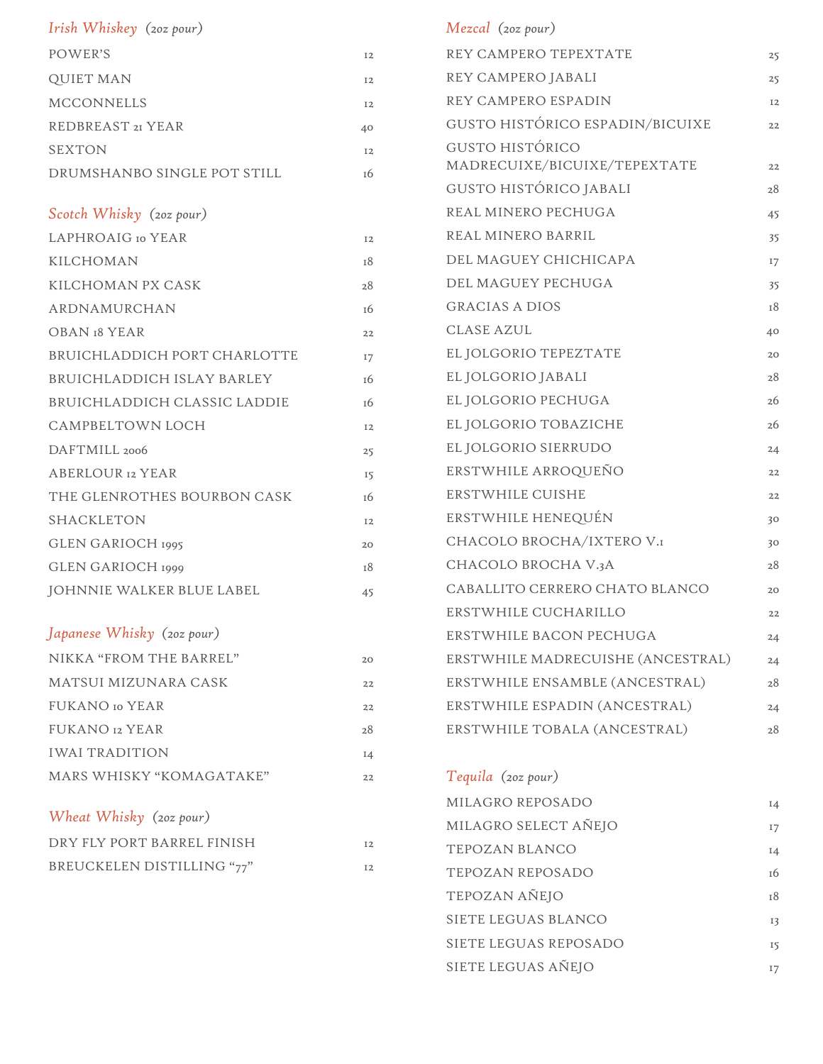## *Irish Whiskey* *(2oz pour)*

| | |
|---|---|
| POWER'S | 12 |
| QUIET MAN | 12 |
| MCCONNELLS | 12 |
| REDBREAST 21 YEAR | 40 |
| SEXTON | 12 |
| DRUMSHANBO SINGLE POT STILL | 16 |

## *Scotch Whisky* *(2oz pour)*

| | |
|---|---|
| LAPHROAIG 10 YEAR | 12 |
| KILCHOMAN | 18 |
| KILCHOMAN PX CASK | 28 |
| ARDNAMURCHAN | 16 |
| OBAN 18 YEAR | 22 |
| BRUICHLADDICH PORT CHARLOTTE | 17 |
| BRUICHLADDICH ISLAY BARLEY | 16 |
| BRUICHLADDICH CLASSIC LADDIE | 16 |
| CAMPBELTOWN LOCH | 12 |
| DAFTMILL 2006 | 25 |
| ABERLOUR 12 YEAR | 15 |
| THE GLENROTHES BOURBON CASK | 16 |
| SHACKLETON | 12 |
| GLEN GARIOCH 1995 | 20 |
| GLEN GARIOCH 1999 | 18 |
| JOHNNIE WALKER BLUE LABEL | 45 |

## *Japanese Whisky* *(2oz pour)*

| | |
|---|---|
| NIKKA "FROM THE BARREL" | 20 |
| MATSUI MIZUNARA CASK | 22 |
| FUKANO 10 YEAR | 22 |
| FUKANO 12 YEAR | 28 |
| IWAI TRADITION | 14 |
| MARS WHISKY "KOMAGATAKE" | 22 |

## *Wheat Whisky* *(2oz pour)*

| | |
|---|---|
| DRY FLY PORT BARREL FINISH | 12 |
| BREUCKELEN DISTILLING "77" | 12 |

## *Mezcal* *(2oz pour)*

| | |
|---|---|
| REY CAMPERO TEPEXTATE | 25 |
| REY CAMPERO JABALI | 25 |
| REY CAMPERO ESPADIN | 12 |
| GUSTO HISTÓRICO ESPADIN/BICUIXE | 22 |
| GUSTO HISTÓRICO MADRECUIXE/BICUIXE/TEPEXTATE | 22 |
| GUSTO HISTÓRICO JABALI | 28 |
| REAL MINERO PECHUGA | 45 |
| REAL MINERO BARRIL | 35 |
| DEL MAGUEY CHICHICAPA | 17 |
| DEL MAGUEY PECHUGA | 35 |
| GRACIAS A DIOS | 18 |
| CLASE AZUL | 40 |
| EL JOLGORIO TEPEZTATE | 20 |
| EL JOLGORIO JABALI | 28 |
| EL JOLGORIO PECHUGA | 26 |
| EL JOLGORIO TOBAZICHE | 26 |
| EL JOLGORIO SIERRUDO | 24 |
| ERSTWHILE ARROQUEÑO | 22 |
| ERSTWHILE CUISHE | 22 |
| ERSTWHILE HENEQUÉN | 30 |
| CHACOLO BROCHA/IXTERO V.1 | 30 |
| CHACOLO BROCHA V.3A | 28 |
| CABALLITO CERRERO CHATO BLANCO | 20 |
| ERSTWHILE CUCHARILLO | 22 |
| ERSTWHILE BACON PECHUGA | 24 |
| ERSTWHILE MADRECUISHE (ANCESTRAL) | 24 |
| ERSTWHILE ENSAMBLE (ANCESTRAL) | 28 |
| ERSTWHILE ESPADIN (ANCESTRAL) | 24 |
| ERSTWHILE TOBALA (ANCESTRAL) | 28 |

## *Tequila* *(2oz pour)*

| | |
|---|---|
| MILAGRO REPOSADO | 14 |
| MILAGRO SELECT AÑEJO | 17 |
| TEPOZAN BLANCO | 14 |
| TEPOZAN REPOSADO | 16 |
| TEPOZAN AÑEJO | 18 |
| SIETE LEGUAS BLANCO | 13 |
| SIETE LEGUAS REPOSADO | 15 |
| SIETE LEGUAS AÑEJO | 17 |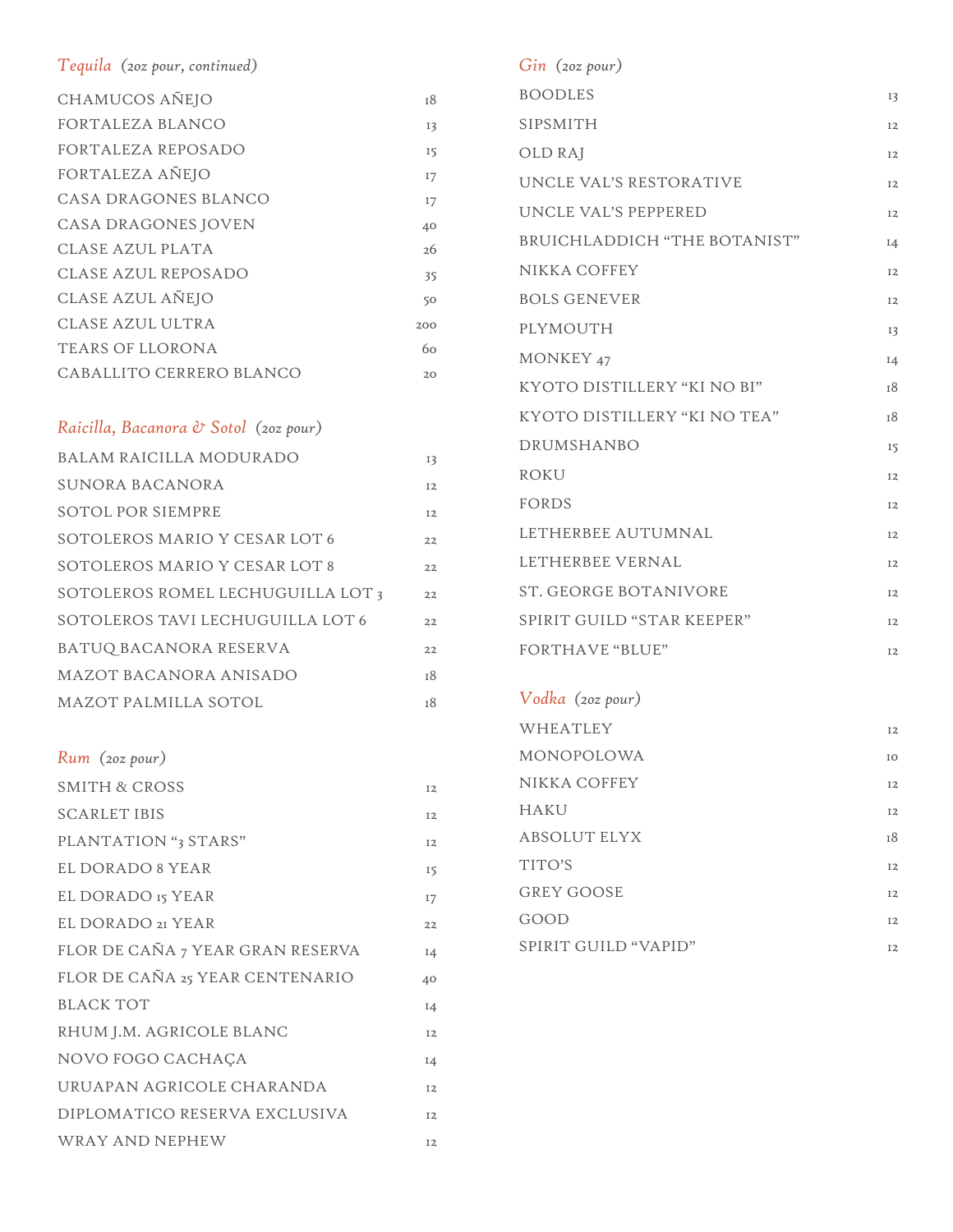## *Tequila* *(2oz pour, continued)*

| | |
|---|---|
| CHAMUCOS AÑEJO | 18 |
| FORTALEZA BLANCO | 13 |
| FORTALEZA REPOSADO | 15 |
| FORTALEZA AÑEJO | 17 |
| CASA DRAGONES BLANCO | 17 |
| CASA DRAGONES JOVEN | 40 |
| CLASE AZUL PLATA | 26 |
| CLASE AZUL REPOSADO | 35 |
| CLASE AZUL AÑEJO | 50 |
| CLASE AZUL ULTRA | 200 |
| TEARS OF LLORONA | 60 |
| CABALLITO CERRERO BLANCO | 20 |

## *Raicilla, Bacanora & Sotol* *(2oz pour)*

| | |
|---|---|
| BALAM RAICILLA MODURADO | 13 |
| SUNORA BACANORA | 12 |
| SOTOL POR SIEMPRE | 12 |
| SOTOLEROS MARIO Y CESAR LOT 6 | 22 |
| SOTOLEROS MARIO Y CESAR LOT 8 | 22 |
| SOTOLEROS ROMEL LECHUGUILLA LOT 3 | 22 |
| SOTOLEROS TAVI LECHUGUILLA LOT 6 | 22 |
| BATUQ BACANORA RESERVA | 22 |
| MAZOT BACANORA ANISADO | 18 |
| MAZOT PALMILLA SOTOL | 18 |

## *Rum* *(2oz pour)*

| | |
|---|---|
| SMITH & CROSS | 12 |
| SCARLET IBIS | 12 |
| PLANTATION "3 STARS" | 12 |
| EL DORADO 8 YEAR | 15 |
| EL DORADO 15 YEAR | 17 |
| EL DORADO 21 YEAR | 22 |
| FLOR DE CAÑA 7 YEAR GRAN RESERVA | 14 |
| FLOR DE CAÑA 25 YEAR CENTENARIO | 40 |
| BLACK TOT | 14 |
| RHUM J.M. AGRICOLE BLANC | 12 |
| NOVO FOGO CACHAÇA | 14 |
| URUAPAN AGRICOLE CHARANDA | 12 |
| DIPLOMATICO RESERVA EXCLUSIVA | 12 |
| WRAY AND NEPHEW | 12 |

## *Gin* *(2oz pour)*

| | |
|---|---|
| BOODLES | 13 |
| SIPSMITH | 12 |
| OLD RAJ | 12 |
| UNCLE VAL'S RESTORATIVE | 12 |
| UNCLE VAL'S PEPPERED | 12 |
| BRUICHLADDICH "THE BOTANIST" | 14 |
| NIKKA COFFEY | 12 |
| BOLS GENEVER | 12 |
| PLYMOUTH | 13 |
| MONKEY 47 | 14 |
| KYOTO DISTILLERY "KI NO BI" | 18 |
| KYOTO DISTILLERY "KI NO TEA" | 18 |
| DRUMSHANBO | 15 |
| ROKU | 12 |
| FORDS | 12 |
| LETHERBEE AUTUMNAL | 12 |
| LETHERBEE VERNAL | 12 |
| ST. GEORGE BOTANIVORE | 12 |
| SPIRIT GUILD "STAR KEEPER" | 12 |
| FORTHAVE "BLUE" | 12 |

## *Vodka* *(2oz pour)*

| | |
|---|---|
| WHEATLEY | 12 |
| MONOPOLOWA | 10 |
| NIKKA COFFEY | 12 |
| HAKU | 12 |
| ABSOLUT ELYX | 18 |
| TITO'S | 12 |
| GREY GOOSE | 12 |
| GOOD | 12 |
| SPIRIT GUILD "VAPID" | 12 |